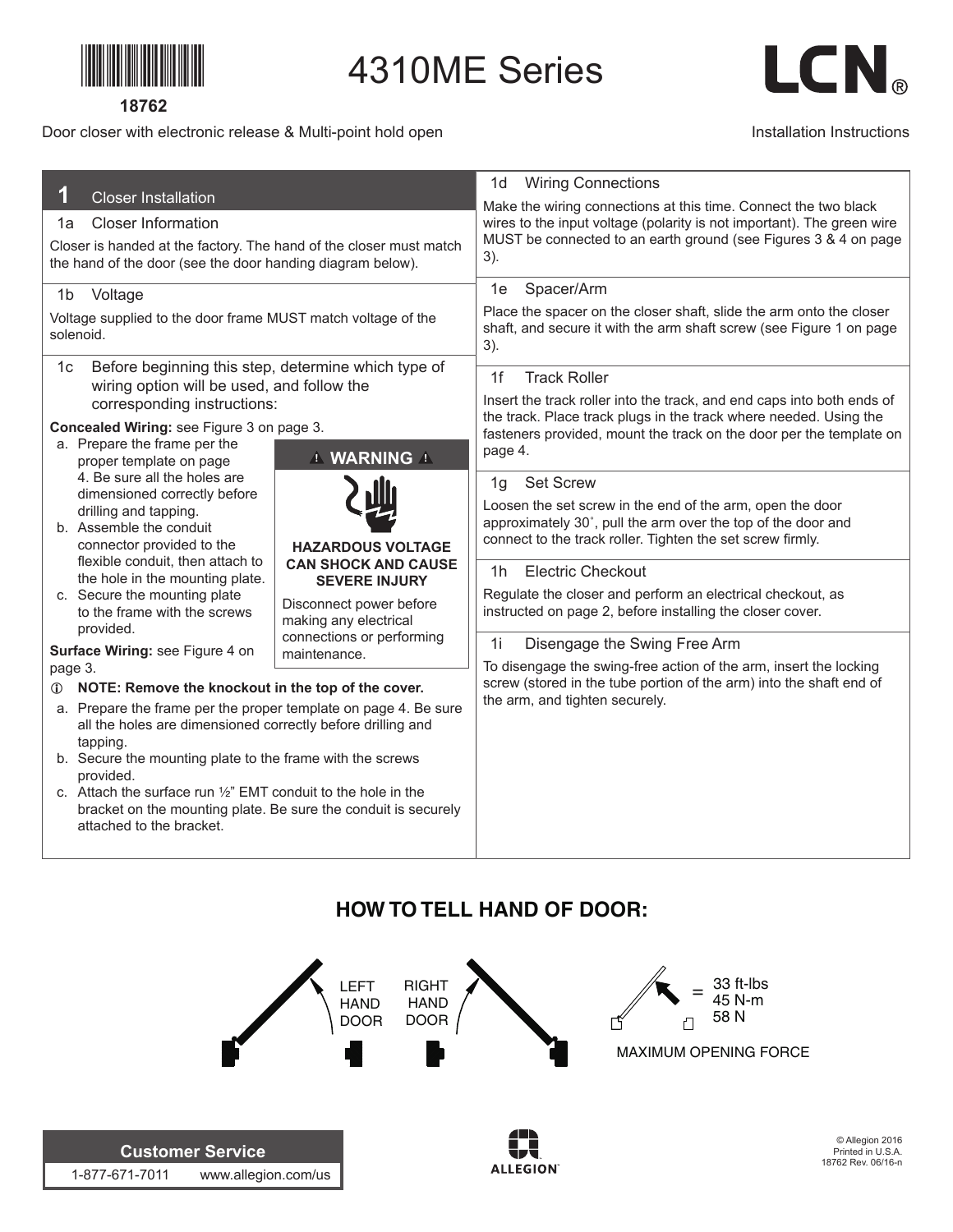18762

# 4310ME Series

Door closer with electronic release & Multi-point hold open

Installation Instructions

## 1 Closer Installation

### 1a Closer Information

Closer is handed at the factory. The hand of the closer must match the hand of the door (see the door handing diagram below).

### 1b Voltage

Voltage supplied to the door frame MUST match voltage of the solenoid.

### 1c Before beginning this step, determine which type of wiring option will be used, and follow the corresponding instructions:

**Concealed Wiring:** see Figure 3 on page 3.

a. Prepare the frame per the proper template on page 4. Be sure all the holes are dimensioned correctly before drilling and tapping.
b. Assemble the conduit connector provided to the flexible conduit, then attach to the hole in the mounting plate.
c. Secure the mounting plate to the frame with the screws provided.

**⚠ WARNING ⚠**

**HAZARDOUS VOLTAGE CAN SHOCK AND CAUSE SEVERE INJURY**

Disconnect power before making any electrical connections or performing maintenance.

**Surface Wiring:** see Figure 4 on page 3.

ⓘ **NOTE: Remove the knockout in the top of the cover.**

a. Prepare the frame per the proper template on page 4. Be sure all the holes are dimensioned correctly before drilling and tapping.
b. Secure the mounting plate to the frame with the screws provided.
c. Attach the surface run ½" EMT conduit to the hole in the bracket on the mounting plate. Be sure the conduit is securely attached to the bracket.

### 1d Wiring Connections

Make the wiring connections at this time. Connect the two black wires to the input voltage (polarity is not important). The green wire MUST be connected to an earth ground (see Figures 3 & 4 on page 3).

### 1e Spacer/Arm

Place the spacer on the closer shaft, slide the arm onto the closer shaft, and secure it with the arm shaft screw (see Figure 1 on page 3).

### 1f Track Roller

Insert the track roller into the track, and end caps into both ends of the track. Place track plugs in the track where needed. Using the fasteners provided, mount the track on the door per the template on page 4.

### 1g Set Screw

Loosen the set screw in the end of the arm, open the door approximately 30˚, pull the arm over the top of the door and connect to the track roller. Tighten the set screw firmly.

### 1h Electric Checkout

Regulate the closer and perform an electrical checkout, as instructed on page 2, before installing the closer cover.

### 1i Disengage the Swing Free Arm

To disengage the swing-free action of the arm, insert the locking screw (stored in the tube portion of the arm) into the shaft end of the arm, and tighten securely.

## HOW TO TELL HAND OF DOOR:

LEFT HAND DOOR

RIGHT HAND DOOR

= 33 ft-lbs
45 N-m
58 N

MAXIMUM OPENING FORCE

**Customer Service**

1-877-671-7011 www.allegion.com/us

ALLEGION

© Allegion 2016
Printed in U.S.A.
18762 Rev. 06/16-n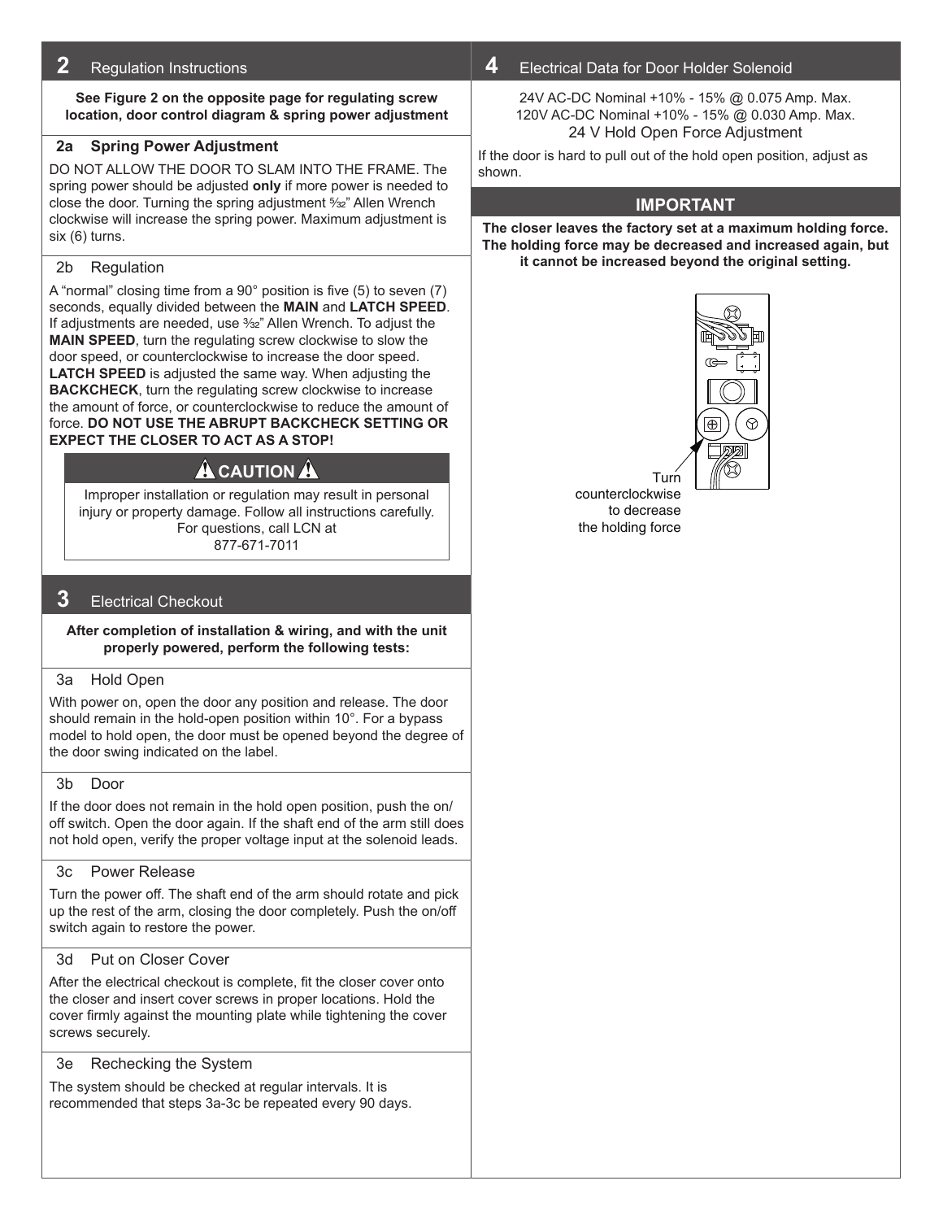## 2 Regulation Instructions

**See Figure 2 on the opposite page for regulating screw location, door control diagram & spring power adjustment**

### 2a Spring Power Adjustment

DO NOT ALLOW THE DOOR TO SLAM INTO THE FRAME. The spring power should be adjusted **only** if more power is needed to close the door. Turning the spring adjustment 5⁄32" Allen Wrench clockwise will increase the spring power. Maximum adjustment is six (6) turns.

### 2b Regulation

A "normal" closing time from a 90° position is five (5) to seven (7) seconds, equally divided between the **MAIN** and **LATCH SPEED**. If adjustments are needed, use 3⁄32" Allen Wrench. To adjust the **MAIN SPEED**, turn the regulating screw clockwise to slow the door speed, or counterclockwise to increase the door speed. **LATCH SPEED** is adjusted the same way. When adjusting the **BACKCHECK**, turn the regulating screw clockwise to increase the amount of force, or counterclockwise to reduce the amount of force. **DO NOT USE THE ABRUPT BACKCHECK SETTING OR EXPECT THE CLOSER TO ACT AS A STOP!**

**⚠ CAUTION ⚠**

Improper installation or regulation may result in personal injury or property damage. Follow all instructions carefully. For questions, call LCN at 877-671-7011

## 3 Electrical Checkout

**After completion of installation & wiring, and with the unit properly powered, perform the following tests:**

### 3a Hold Open

With power on, open the door any position and release. The door should remain in the hold-open position within 10°. For a bypass model to hold open, the door must be opened beyond the degree of the door swing indicated on the label.

### 3b Door

If the door does not remain in the hold open position, push the on/off switch. Open the door again. If the shaft end of the arm still does not hold open, verify the proper voltage input at the solenoid leads.

### 3c Power Release

Turn the power off. The shaft end of the arm should rotate and pick up the rest of the arm, closing the door completely. Push the on/off switch again to restore the power.

### 3d Put on Closer Cover

After the electrical checkout is complete, fit the closer cover onto the closer and insert cover screws in proper locations. Hold the cover firmly against the mounting plate while tightening the cover screws securely.

### 3e Rechecking the System

The system should be checked at regular intervals. It is recommended that steps 3a-3c be repeated every 90 days.

## 4 Electrical Data for Door Holder Solenoid

24V AC-DC Nominal +10% - 15% @ 0.075 Amp. Max.
120V AC-DC Nominal +10% - 15% @ 0.030 Amp. Max.

24 V Hold Open Force Adjustment

If the door is hard to pull out of the hold open position, adjust as shown.

**IMPORTANT**

**The closer leaves the factory set at a maximum holding force. The holding force may be decreased and increased again, but it cannot be increased beyond the original setting.**

Turn counterclockwise to decrease the holding force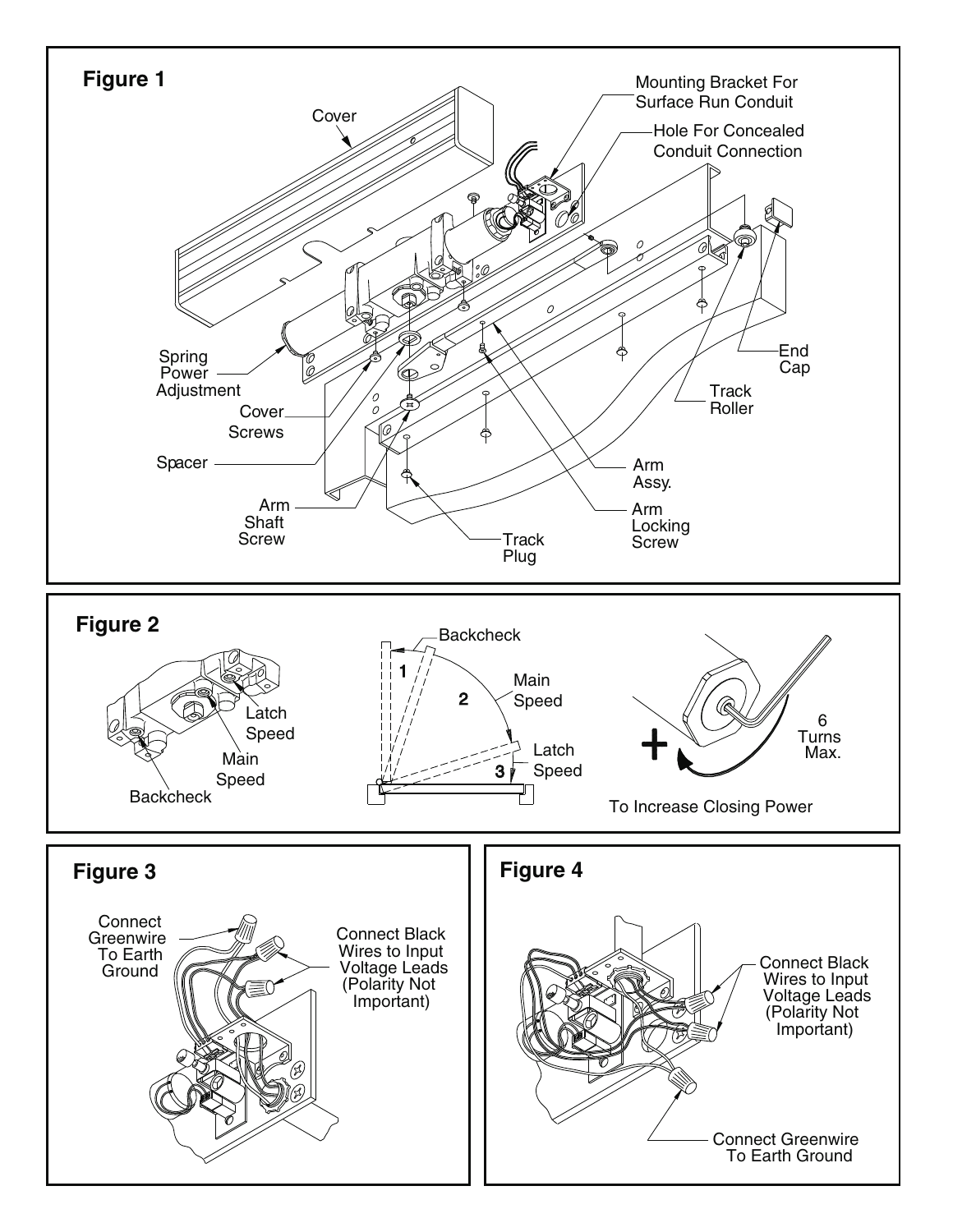## Figure 1

Cover

Mounting Bracket For Surface Run Conduit

Hole For Concealed Conduit Connection

Spring Power Adjustment

Cover Screws

Spacer

Arm Shaft Screw

Track Plug

Arm Locking Screw

Arm Assy.

Track Roller

End Cap

## Figure 2

Latch Speed

Main Speed

Backcheck

Backcheck

1

2

Main Speed

Latch Speed

3

6 Turns Max.

To Increase Closing Power

## Figure 3

Connect Greenwire To Earth Ground

Connect Black Wires to Input Voltage Leads (Polarity Not Important)

## Figure 4

Connect Black Wires to Input Voltage Leads (Polarity Not Important)

Connect Greenwire To Earth Ground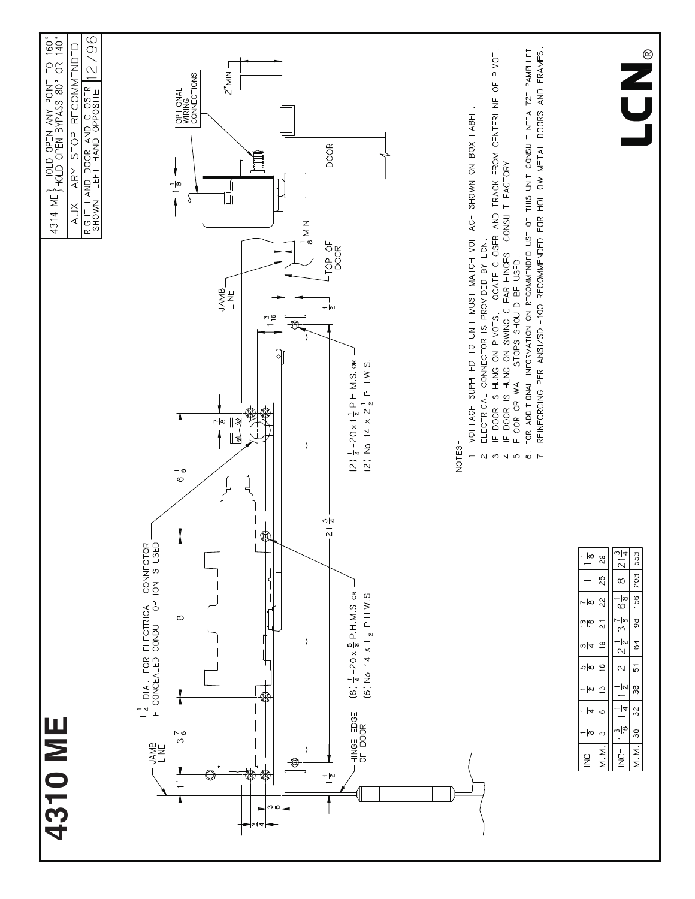# 4310 ME

| | |
|---|---|
| 4314 ME } HOLD OPEN ANY POINT TO 160° / HOLD OPEN BYPASS 80° OR 140° | |
| AUXILIARY STOP RECOMMENDED | |
| RIGHT HAND DOOR AND CLOSER SHOWN, LEFT HAND OPPOSITE | 12/96 |

JAMB LINE

1"

$3\frac{7}{8}$

8

$6\frac{1}{8}$

$1\frac{1}{4}$ DIA. FOR ELECTRICAL CONNECTOR IF CONCEALED CONDUIT OPTION IS USED

$\frac{7}{8}$

$1\frac{3}{16}$

JAMB LINE

$\frac{1}{8}$ MIN.

TOP OF DOOR

$\frac{1}{2}$

$21\frac{3}{4}$

$\frac{3}{4}$

$\frac{13}{16}$

$1\frac{1}{2}$

HINGE EDGE OF DOOR

(6) $\frac{1}{4}$-20 x $\frac{5}{8}$ P.H.M.S. OR
(6) No.14 x $1\frac{1}{2}$ P.H.W.S.

(2) $\frac{1}{4}$-20 x $1\frac{1}{2}$ P.H.M.S. OR
(2) No.14 x $2\frac{1}{2}$ P.H.W.S.

$1\frac{1}{8}$

OPTIONAL WIRING CONNECTIONS

2" MIN.

DOOR

NOTES-

1. VOLTAGE SUPPLIED TO UNIT MUST MATCH VOLTAGE SHOWN ON BOX LABEL.
2. ELECTRICAL CONNECTOR IS PROVIDED BY LCN.
3. IF DOOR IS HUNG ON PIVOTS, LOCATE CLOSER AND TRACK FROM CENTERLINE OF PIVOT.
4. IF DOOR IS HUNG ON SWING CLEAR HINGES, CONSULT FACTORY.
5. FLOOR OR WALL STOPS SHOULD BE USED.
6. FOR ADDITIONAL INFORMATION ON RECOMMENDED USE OF THIS UNIT CONSULT NFPA-72E PAMPHLET.
7. REINFORCING PER ANSI/SDI-100 RECOMMENDED FOR HOLLOW METAL DOORS AND FRAMES.

| | | | | | | | | | |
|---|---|---|---|---|---|---|---|---|---|
| INCH | $\frac{1}{8}$ | $\frac{1}{4}$ | $\frac{1}{2}$ | $\frac{5}{8}$ | $\frac{3}{4}$ | $\frac{13}{16}$ | $\frac{7}{8}$ | 1 | $1\frac{1}{8}$ |
| M.M. | 3 | 6 | 13 | 16 | 19 | 21 | 22 | 25 | 29 |
| INCH | $1\frac{3}{16}$ | $1\frac{1}{4}$ | $1\frac{1}{2}$ | 2 | $2\frac{1}{2}$ | $3\frac{7}{8}$ | $6\frac{1}{8}$ | 8 | $21\frac{3}{4}$ |
| M.M. | 30 | 32 | 38 | 51 | 64 | 98 | 156 | 203 | 553 |

LCN®